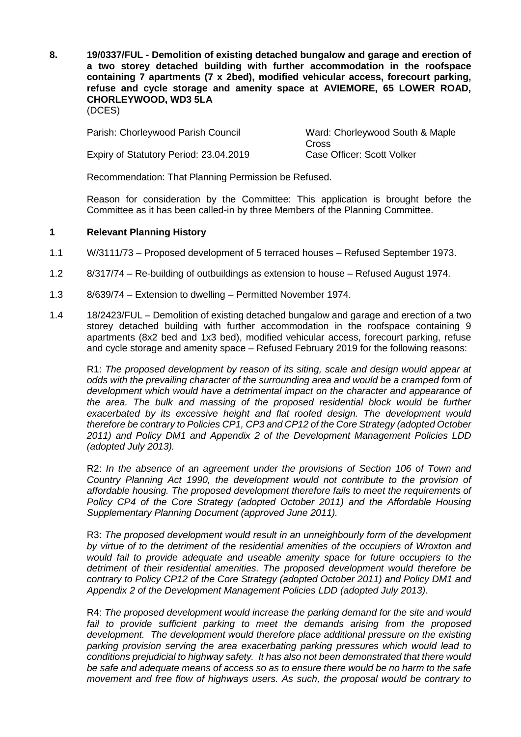**8. 19/0337/FUL - Demolition of existing detached bungalow and garage and erection of a two storey detached building with further accommodation in the roofspace containing 7 apartments (7 x 2bed), modified vehicular access, forecourt parking, refuse and cycle storage and amenity space at AVIEMORE, 65 LOWER ROAD, CHORLEYWOOD, WD3 5LA**
(DCES)

Parish: Chorleywood Parish Council
Ward: Chorleywood South & Maple Cross
Expiry of Statutory Period: 23.04.2019
Case Officer: Scott Volker

Recommendation: That Planning Permission be Refused.

Reason for consideration by the Committee: This application is brought before the Committee as it has been called-in by three Members of the Planning Committee.

## 1 Relevant Planning History

1.1 W/3111/73 – Proposed development of 5 terraced houses – Refused September 1973.

1.2 8/317/74 – Re-building of outbuildings as extension to house – Refused August 1974.

1.3 8/639/74 – Extension to dwelling – Permitted November 1974.

1.4 18/2423/FUL – Demolition of existing detached bungalow and garage and erection of a two storey detached building with further accommodation in the roofspace containing 9 apartments (8x2 bed and 1x3 bed), modified vehicular access, forecourt parking, refuse and cycle storage and amenity space – Refused February 2019 for the following reasons:

R1: *The proposed development by reason of its siting, scale and design would appear at odds with the prevailing character of the surrounding area and would be a cramped form of development which would have a detrimental impact on the character and appearance of the area. The bulk and massing of the proposed residential block would be further exacerbated by its excessive height and flat roofed design. The development would therefore be contrary to Policies CP1, CP3 and CP12 of the Core Strategy (adopted October 2011) and Policy DM1 and Appendix 2 of the Development Management Policies LDD (adopted July 2013).*

R2: *In the absence of an agreement under the provisions of Section 106 of Town and Country Planning Act 1990, the development would not contribute to the provision of affordable housing. The proposed development therefore fails to meet the requirements of Policy CP4 of the Core Strategy (adopted October 2011) and the Affordable Housing Supplementary Planning Document (approved June 2011).*

R3: *The proposed development would result in an unneighbourly form of the development by virtue of to the detriment of the residential amenities of the occupiers of Wroxton and would fail to provide adequate and useable amenity space for future occupiers to the detriment of their residential amenities. The proposed development would therefore be contrary to Policy CP12 of the Core Strategy (adopted October 2011) and Policy DM1 and Appendix 2 of the Development Management Policies LDD (adopted July 2013).*

R4: *The proposed development would increase the parking demand for the site and would fail to provide sufficient parking to meet the demands arising from the proposed development. The development would therefore place additional pressure on the existing parking provision serving the area exacerbating parking pressures which would lead to conditions prejudicial to highway safety. It has also not been demonstrated that there would be safe and adequate means of access so as to ensure there would be no harm to the safe movement and free flow of highways users. As such, the proposal would be contrary to*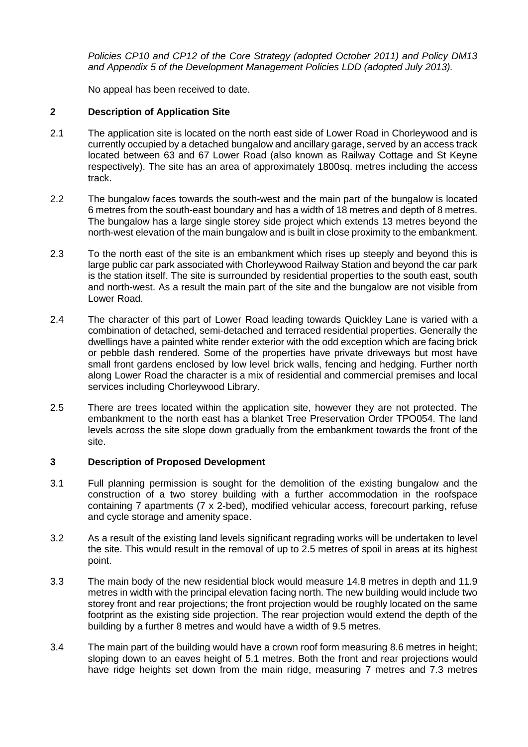*Policies CP10 and CP12 of the Core Strategy (adopted October 2011) and Policy DM13 and Appendix 5 of the Development Management Policies LDD (adopted July 2013).*

No appeal has been received to date.

## 2 Description of Application Site

2.1 The application site is located on the north east side of Lower Road in Chorleywood and is currently occupied by a detached bungalow and ancillary garage, served by an access track located between 63 and 67 Lower Road (also known as Railway Cottage and St Keyne respectively). The site has an area of approximately 1800sq. metres including the access track.

2.2 The bungalow faces towards the south-west and the main part of the bungalow is located 6 metres from the south-east boundary and has a width of 18 metres and depth of 8 metres. The bungalow has a large single storey side project which extends 13 metres beyond the north-west elevation of the main bungalow and is built in close proximity to the embankment.

2.3 To the north east of the site is an embankment which rises up steeply and beyond this is large public car park associated with Chorleywood Railway Station and beyond the car park is the station itself. The site is surrounded by residential properties to the south east, south and north-west. As a result the main part of the site and the bungalow are not visible from Lower Road.

2.4 The character of this part of Lower Road leading towards Quickley Lane is varied with a combination of detached, semi-detached and terraced residential properties. Generally the dwellings have a painted white render exterior with the odd exception which are facing brick or pebble dash rendered. Some of the properties have private driveways but most have small front gardens enclosed by low level brick walls, fencing and hedging. Further north along Lower Road the character is a mix of residential and commercial premises and local services including Chorleywood Library.

2.5 There are trees located within the application site, however they are not protected. The embankment to the north east has a blanket Tree Preservation Order TPO054. The land levels across the site slope down gradually from the embankment towards the front of the site.

## 3 Description of Proposed Development

3.1 Full planning permission is sought for the demolition of the existing bungalow and the construction of a two storey building with a further accommodation in the roofspace containing 7 apartments (7 x 2-bed), modified vehicular access, forecourt parking, refuse and cycle storage and amenity space.

3.2 As a result of the existing land levels significant regrading works will be undertaken to level the site. This would result in the removal of up to 2.5 metres of spoil in areas at its highest point.

3.3 The main body of the new residential block would measure 14.8 metres in depth and 11.9 metres in width with the principal elevation facing north. The new building would include two storey front and rear projections; the front projection would be roughly located on the same footprint as the existing side projection. The rear projection would extend the depth of the building by a further 8 metres and would have a width of 9.5 metres.

3.4 The main part of the building would have a crown roof form measuring 8.6 metres in height; sloping down to an eaves height of 5.1 metres. Both the front and rear projections would have ridge heights set down from the main ridge, measuring 7 metres and 7.3 metres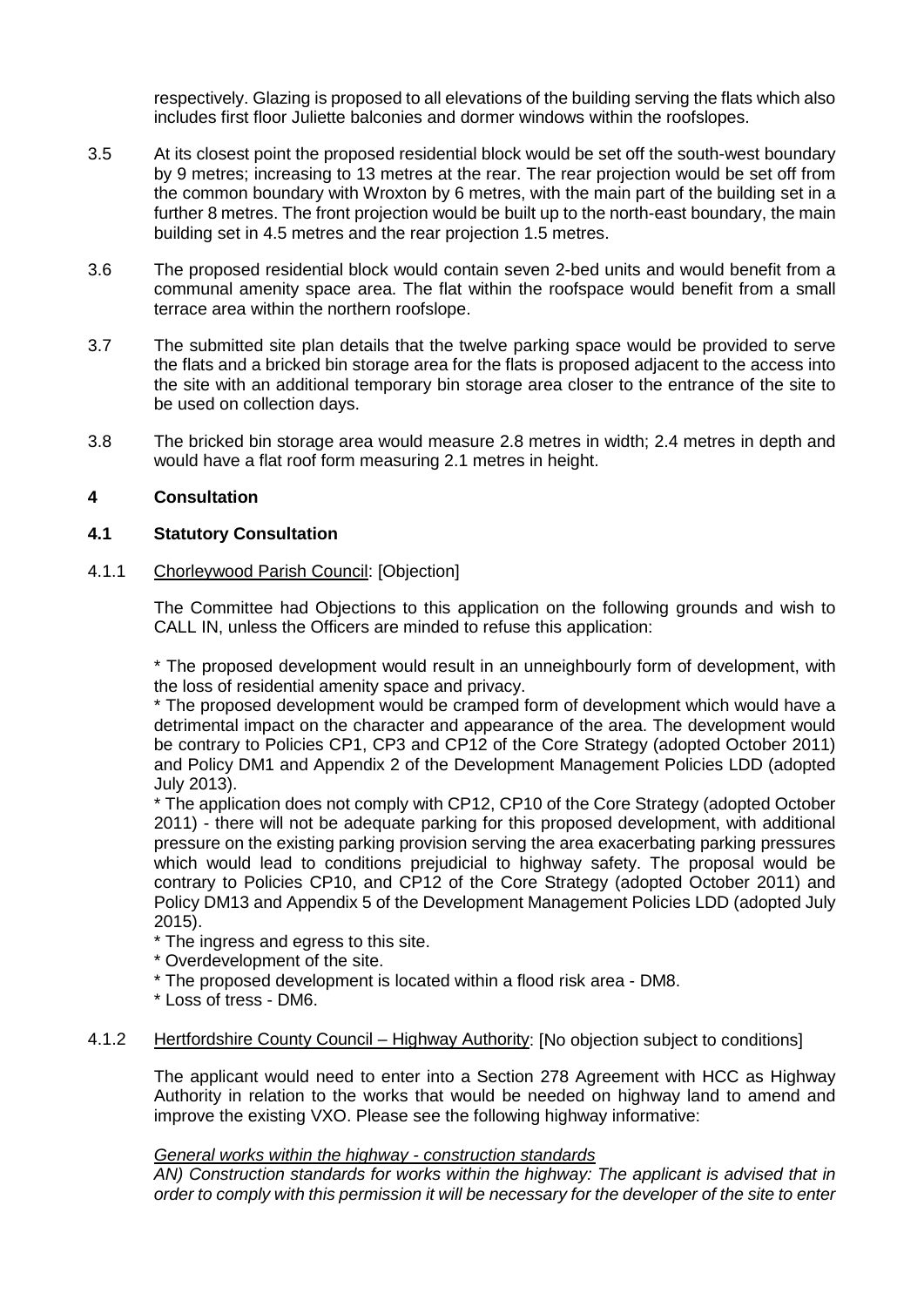respectively. Glazing is proposed to all elevations of the building serving the flats which also includes first floor Juliette balconies and dormer windows within the roofslopes.

3.5 At its closest point the proposed residential block would be set off the south-west boundary by 9 metres; increasing to 13 metres at the rear. The rear projection would be set off from the common boundary with Wroxton by 6 metres, with the main part of the building set in a further 8 metres. The front projection would be built up to the north-east boundary, the main building set in 4.5 metres and the rear projection 1.5 metres.

3.6 The proposed residential block would contain seven 2-bed units and would benefit from a communal amenity space area. The flat within the roofspace would benefit from a small terrace area within the northern roofslope.

3.7 The submitted site plan details that the twelve parking space would be provided to serve the flats and a bricked bin storage area for the flats is proposed adjacent to the access into the site with an additional temporary bin storage area closer to the entrance of the site to be used on collection days.

3.8 The bricked bin storage area would measure 2.8 metres in width; 2.4 metres in depth and would have a flat roof form measuring 2.1 metres in height.

## 4 Consultation

### 4.1 Statutory Consultation

4.1.1 Chorleywood Parish Council: [Objection]

The Committee had Objections to this application on the following grounds and wish to CALL IN, unless the Officers are minded to refuse this application:

* The proposed development would result in an unneighbourly form of development, with the loss of residential amenity space and privacy.

* The proposed development would be cramped form of development which would have a detrimental impact on the character and appearance of the area. The development would be contrary to Policies CP1, CP3 and CP12 of the Core Strategy (adopted October 2011) and Policy DM1 and Appendix 2 of the Development Management Policies LDD (adopted July 2013).

* The application does not comply with CP12, CP10 of the Core Strategy (adopted October 2011) - there will not be adequate parking for this proposed development, with additional pressure on the existing parking provision serving the area exacerbating parking pressures which would lead to conditions prejudicial to highway safety. The proposal would be contrary to Policies CP10, and CP12 of the Core Strategy (adopted October 2011) and Policy DM13 and Appendix 5 of the Development Management Policies LDD (adopted July 2015).

* The ingress and egress to this site.

* Overdevelopment of the site.

* The proposed development is located within a flood risk area - DM8.

* Loss of tress - DM6.

4.1.2 Hertfordshire County Council – Highway Authority: [No objection subject to conditions]

The applicant would need to enter into a Section 278 Agreement with HCC as Highway Authority in relation to the works that would be needed on highway land to amend and improve the existing VXO. Please see the following highway informative:

*General works within the highway - construction standards*

*AN) Construction standards for works within the highway: The applicant is advised that in order to comply with this permission it will be necessary for the developer of the site to enter*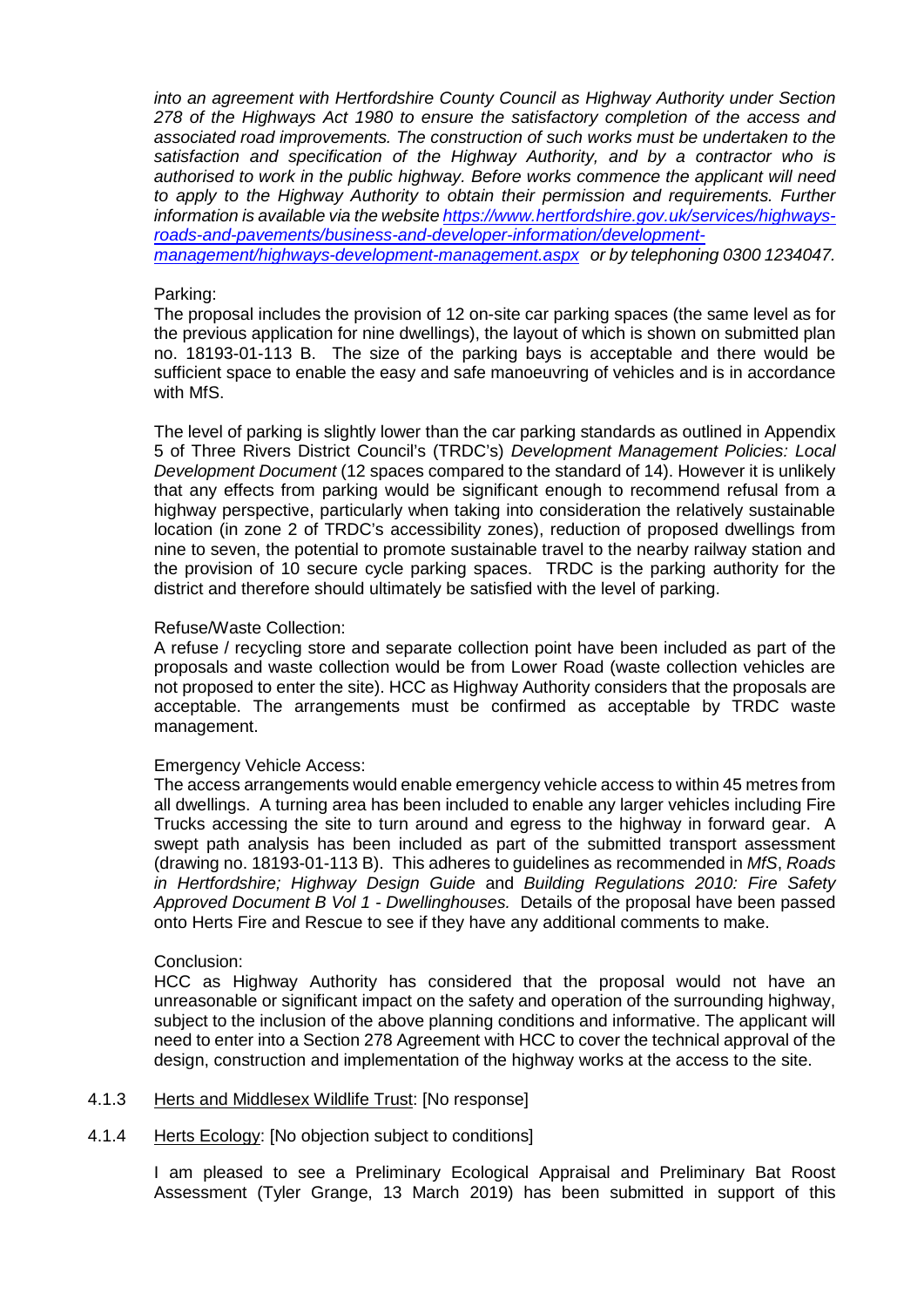*into an agreement with Hertfordshire County Council as Highway Authority under Section 278 of the Highways Act 1980 to ensure the satisfactory completion of the access and associated road improvements. The construction of such works must be undertaken to the satisfaction and specification of the Highway Authority, and by a contractor who is authorised to work in the public highway. Before works commence the applicant will need to apply to the Highway Authority to obtain their permission and requirements. Further information is available via the website [https://www.hertfordshire.gov.uk/services/highways-roads-and-pavements/business-and-developer-information/development-management/highways-development-management.aspx](https://www.hertfordshire.gov.uk/services/highways-roads-and-pavements/business-and-developer-information/development-management/highways-development-management.aspx) or by telephoning 0300 1234047.*

Parking:

The proposal includes the provision of 12 on-site car parking spaces (the same level as for the previous application for nine dwellings), the layout of which is shown on submitted plan no. 18193-01-113 B. The size of the parking bays is acceptable and there would be sufficient space to enable the easy and safe manoeuvring of vehicles and is in accordance with MfS.

The level of parking is slightly lower than the car parking standards as outlined in Appendix 5 of Three Rivers District Council's (TRDC's) *Development Management Policies: Local Development Document* (12 spaces compared to the standard of 14). However it is unlikely that any effects from parking would be significant enough to recommend refusal from a highway perspective, particularly when taking into consideration the relatively sustainable location (in zone 2 of TRDC's accessibility zones), reduction of proposed dwellings from nine to seven, the potential to promote sustainable travel to the nearby railway station and the provision of 10 secure cycle parking spaces. TRDC is the parking authority for the district and therefore should ultimately be satisfied with the level of parking.

Refuse/Waste Collection:

A refuse / recycling store and separate collection point have been included as part of the proposals and waste collection would be from Lower Road (waste collection vehicles are not proposed to enter the site). HCC as Highway Authority considers that the proposals are acceptable. The arrangements must be confirmed as acceptable by TRDC waste management.

Emergency Vehicle Access:

The access arrangements would enable emergency vehicle access to within 45 metres from all dwellings. A turning area has been included to enable any larger vehicles including Fire Trucks accessing the site to turn around and egress to the highway in forward gear. A swept path analysis has been included as part of the submitted transport assessment (drawing no. 18193-01-113 B). This adheres to guidelines as recommended in *MfS*, *Roads in Hertfordshire; Highway Design Guide* and *Building Regulations 2010: Fire Safety Approved Document B Vol 1 - Dwellinghouses.* Details of the proposal have been passed onto Herts Fire and Rescue to see if they have any additional comments to make.

Conclusion:

HCC as Highway Authority has considered that the proposal would not have an unreasonable or significant impact on the safety and operation of the surrounding highway, subject to the inclusion of the above planning conditions and informative. The applicant will need to enter into a Section 278 Agreement with HCC to cover the technical approval of the design, construction and implementation of the highway works at the access to the site.

4.1.3 Herts and Middlesex Wildlife Trust: [No response]

4.1.4 Herts Ecology: [No objection subject to conditions]

I am pleased to see a Preliminary Ecological Appraisal and Preliminary Bat Roost Assessment (Tyler Grange, 13 March 2019) has been submitted in support of this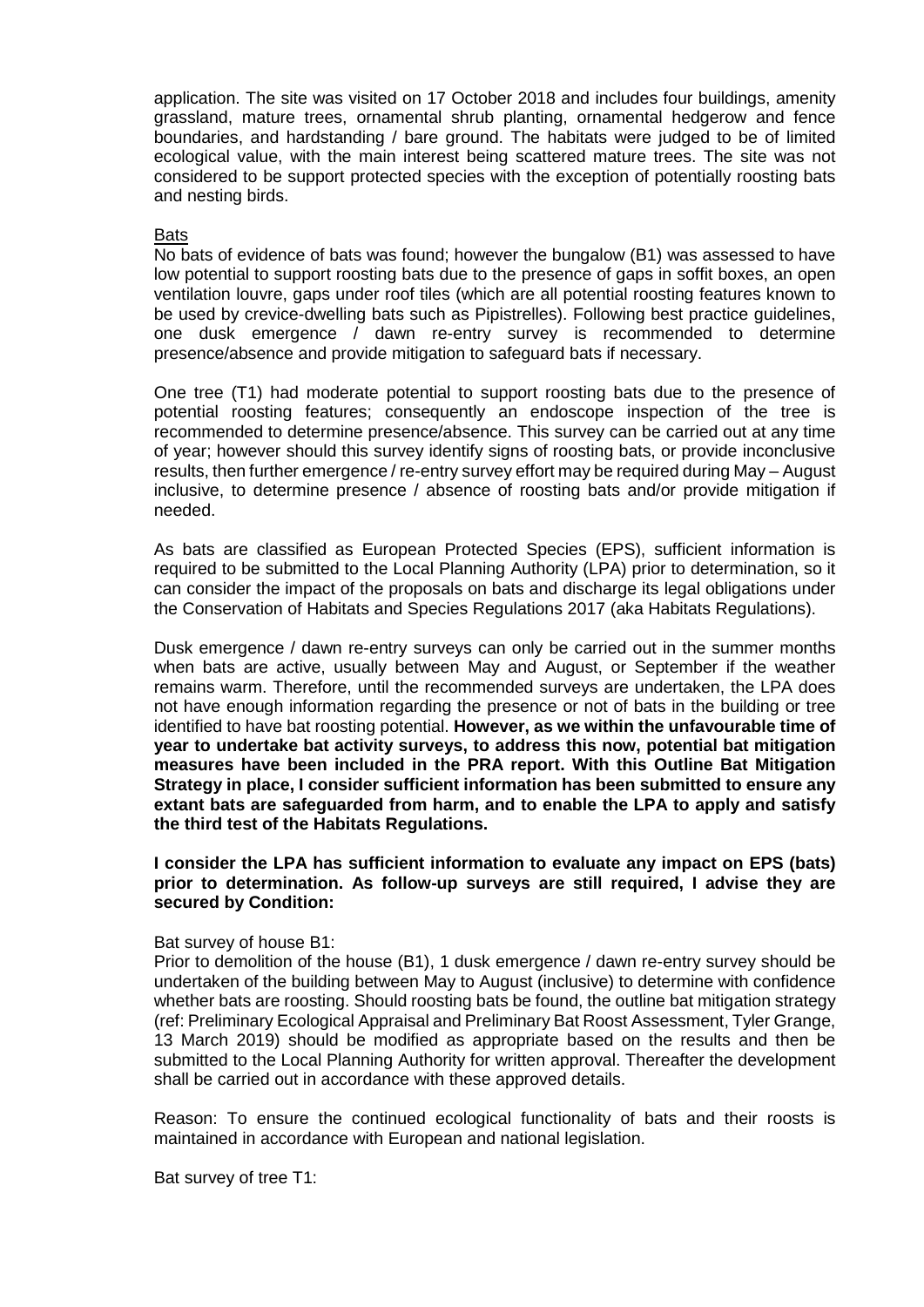application. The site was visited on 17 October 2018 and includes four buildings, amenity grassland, mature trees, ornamental shrub planting, ornamental hedgerow and fence boundaries, and hardstanding / bare ground. The habitats were judged to be of limited ecological value, with the main interest being scattered mature trees. The site was not considered to be support protected species with the exception of potentially roosting bats and nesting birds.

Bats

No bats of evidence of bats was found; however the bungalow (B1) was assessed to have low potential to support roosting bats due to the presence of gaps in soffit boxes, an open ventilation louvre, gaps under roof tiles (which are all potential roosting features known to be used by crevice-dwelling bats such as Pipistrelles). Following best practice guidelines, one dusk emergence / dawn re-entry survey is recommended to determine presence/absence and provide mitigation to safeguard bats if necessary.

One tree (T1) had moderate potential to support roosting bats due to the presence of potential roosting features; consequently an endoscope inspection of the tree is recommended to determine presence/absence. This survey can be carried out at any time of year; however should this survey identify signs of roosting bats, or provide inconclusive results, then further emergence / re-entry survey effort may be required during May – August inclusive, to determine presence / absence of roosting bats and/or provide mitigation if needed.

As bats are classified as European Protected Species (EPS), sufficient information is required to be submitted to the Local Planning Authority (LPA) prior to determination, so it can consider the impact of the proposals on bats and discharge its legal obligations under the Conservation of Habitats and Species Regulations 2017 (aka Habitats Regulations).

Dusk emergence / dawn re-entry surveys can only be carried out in the summer months when bats are active, usually between May and August, or September if the weather remains warm. Therefore, until the recommended surveys are undertaken, the LPA does not have enough information regarding the presence or not of bats in the building or tree identified to have bat roosting potential. **However, as we within the unfavourable time of year to undertake bat activity surveys, to address this now, potential bat mitigation measures have been included in the PRA report. With this Outline Bat Mitigation Strategy in place, I consider sufficient information has been submitted to ensure any extant bats are safeguarded from harm, and to enable the LPA to apply and satisfy the third test of the Habitats Regulations.**

**I consider the LPA has sufficient information to evaluate any impact on EPS (bats) prior to determination. As follow-up surveys are still required, I advise they are secured by Condition:**

Bat survey of house B1:

Prior to demolition of the house (B1), 1 dusk emergence / dawn re-entry survey should be undertaken of the building between May to August (inclusive) to determine with confidence whether bats are roosting. Should roosting bats be found, the outline bat mitigation strategy (ref: Preliminary Ecological Appraisal and Preliminary Bat Roost Assessment, Tyler Grange, 13 March 2019) should be modified as appropriate based on the results and then be submitted to the Local Planning Authority for written approval. Thereafter the development shall be carried out in accordance with these approved details.

Reason: To ensure the continued ecological functionality of bats and their roosts is maintained in accordance with European and national legislation.

Bat survey of tree T1: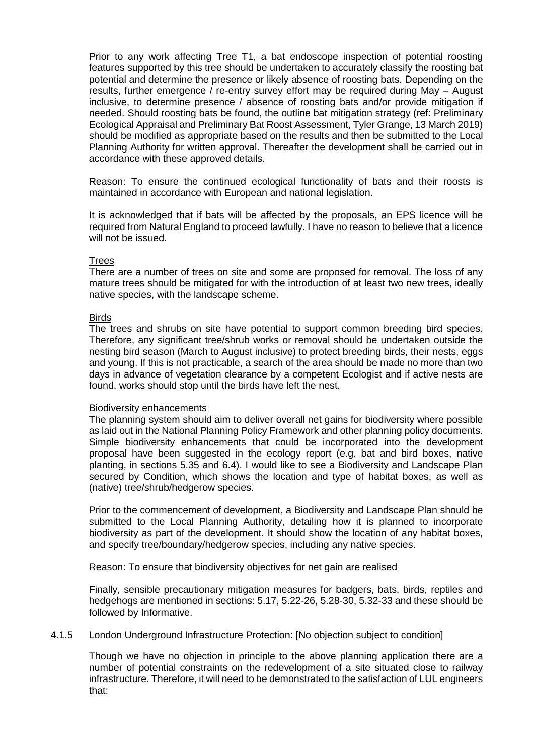Prior to any work affecting Tree T1, a bat endoscope inspection of potential roosting features supported by this tree should be undertaken to accurately classify the roosting bat potential and determine the presence or likely absence of roosting bats. Depending on the results, further emergence / re-entry survey effort may be required during May – August inclusive, to determine presence / absence of roosting bats and/or provide mitigation if needed. Should roosting bats be found, the outline bat mitigation strategy (ref: Preliminary Ecological Appraisal and Preliminary Bat Roost Assessment, Tyler Grange, 13 March 2019) should be modified as appropriate based on the results and then be submitted to the Local Planning Authority for written approval. Thereafter the development shall be carried out in accordance with these approved details.

Reason: To ensure the continued ecological functionality of bats and their roosts is maintained in accordance with European and national legislation.

It is acknowledged that if bats will be affected by the proposals, an EPS licence will be required from Natural England to proceed lawfully. I have no reason to believe that a licence will not be issued.

<u>Trees</u>

There are a number of trees on site and some are proposed for removal. The loss of any mature trees should be mitigated for with the introduction of at least two new trees, ideally native species, with the landscape scheme.

<u>Birds</u>

The trees and shrubs on site have potential to support common breeding bird species. Therefore, any significant tree/shrub works or removal should be undertaken outside the nesting bird season (March to August inclusive) to protect breeding birds, their nests, eggs and young. If this is not practicable, a search of the area should be made no more than two days in advance of vegetation clearance by a competent Ecologist and if active nests are found, works should stop until the birds have left the nest.

<u>Biodiversity enhancements</u>

The planning system should aim to deliver overall net gains for biodiversity where possible as laid out in the National Planning Policy Framework and other planning policy documents. Simple biodiversity enhancements that could be incorporated into the development proposal have been suggested in the ecology report (e.g. bat and bird boxes, native planting, in sections 5.35 and 6.4). I would like to see a Biodiversity and Landscape Plan secured by Condition, which shows the location and type of habitat boxes, as well as (native) tree/shrub/hedgerow species.

Prior to the commencement of development, a Biodiversity and Landscape Plan should be submitted to the Local Planning Authority, detailing how it is planned to incorporate biodiversity as part of the development. It should show the location of any habitat boxes, and specify tree/boundary/hedgerow species, including any native species.

Reason: To ensure that biodiversity objectives for net gain are realised

Finally, sensible precautionary mitigation measures for badgers, bats, birds, reptiles and hedgehogs are mentioned in sections: 5.17, 5.22-26, 5.28-30, 5.32-33 and these should be followed by Informative.

4.1.5 <u>London Underground Infrastructure Protection:</u> [No objection subject to condition]

Though we have no objection in principle to the above planning application there are a number of potential constraints on the redevelopment of a site situated close to railway infrastructure. Therefore, it will need to be demonstrated to the satisfaction of LUL engineers that: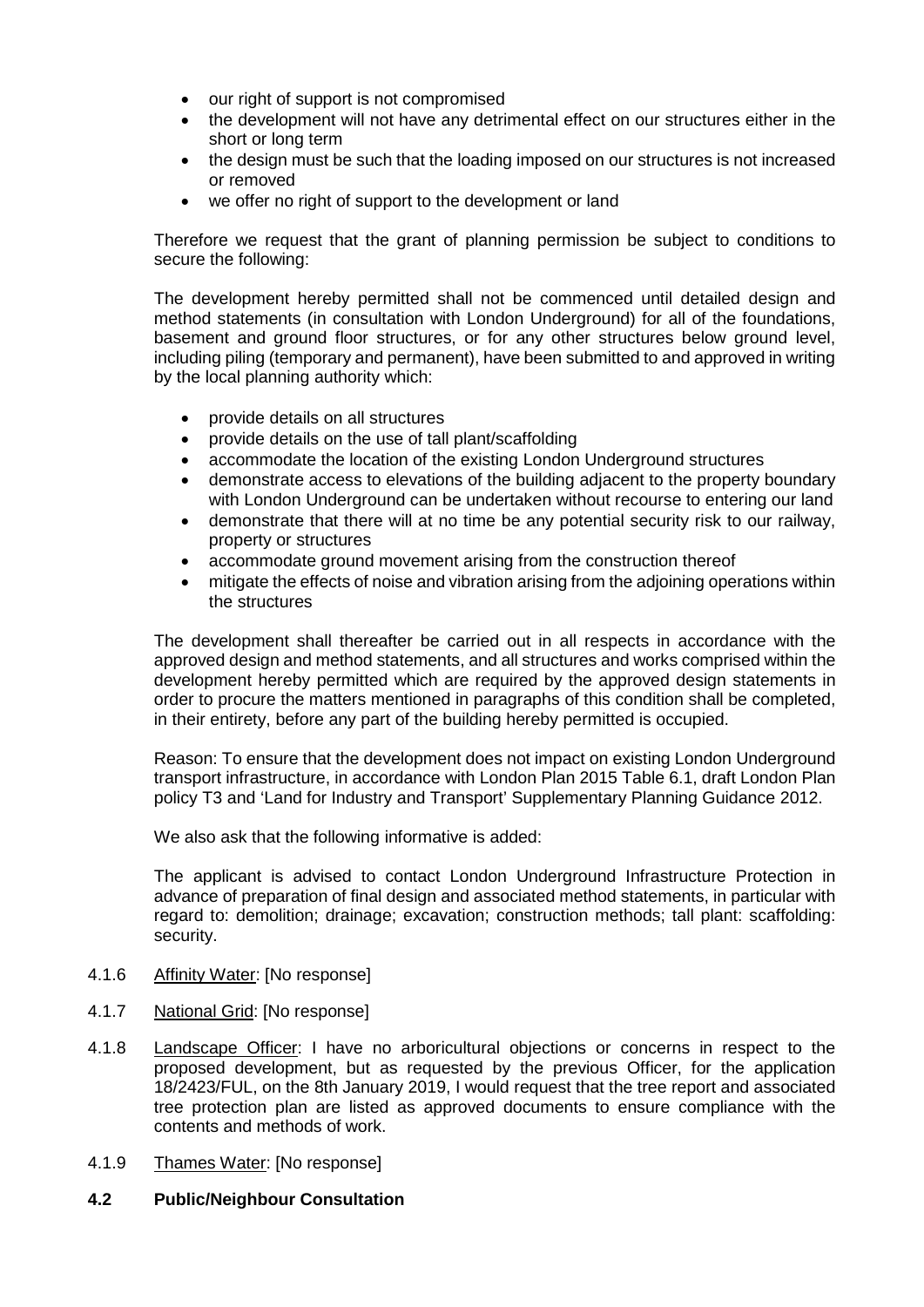- our right of support is not compromised
- the development will not have any detrimental effect on our structures either in the short or long term
- the design must be such that the loading imposed on our structures is not increased or removed
- we offer no right of support to the development or land

Therefore we request that the grant of planning permission be subject to conditions to secure the following:

The development hereby permitted shall not be commenced until detailed design and method statements (in consultation with London Underground) for all of the foundations, basement and ground floor structures, or for any other structures below ground level, including piling (temporary and permanent), have been submitted to and approved in writing by the local planning authority which:

- provide details on all structures
- provide details on the use of tall plant/scaffolding
- accommodate the location of the existing London Underground structures
- demonstrate access to elevations of the building adjacent to the property boundary with London Underground can be undertaken without recourse to entering our land
- demonstrate that there will at no time be any potential security risk to our railway, property or structures
- accommodate ground movement arising from the construction thereof
- mitigate the effects of noise and vibration arising from the adjoining operations within the structures

The development shall thereafter be carried out in all respects in accordance with the approved design and method statements, and all structures and works comprised within the development hereby permitted which are required by the approved design statements in order to procure the matters mentioned in paragraphs of this condition shall be completed, in their entirety, before any part of the building hereby permitted is occupied.

Reason: To ensure that the development does not impact on existing London Underground transport infrastructure, in accordance with London Plan 2015 Table 6.1, draft London Plan policy T3 and 'Land for Industry and Transport' Supplementary Planning Guidance 2012.

We also ask that the following informative is added:

The applicant is advised to contact London Underground Infrastructure Protection in advance of preparation of final design and associated method statements, in particular with regard to: demolition; drainage; excavation; construction methods; tall plant: scaffolding: security.

4.1.6 Affinity Water: [No response]

4.1.7 National Grid: [No response]

4.1.8 Landscape Officer: I have no arboricultural objections or concerns in respect to the proposed development, but as requested by the previous Officer, for the application 18/2423/FUL, on the 8th January 2019, I would request that the tree report and associated tree protection plan are listed as approved documents to ensure compliance with the contents and methods of work.

4.1.9 Thames Water: [No response]

**4.2 Public/Neighbour Consultation**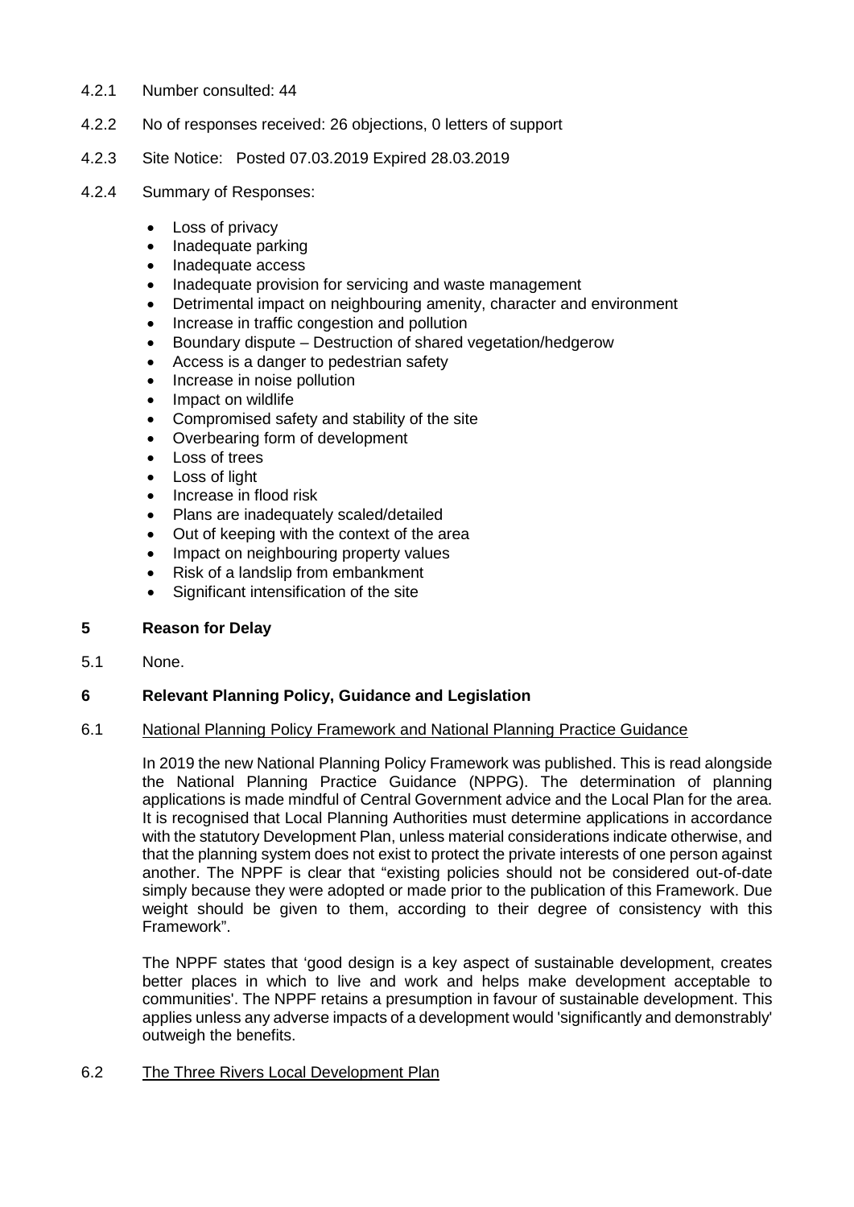4.2.1 Number consulted: 44

4.2.2 No of responses received: 26 objections, 0 letters of support

4.2.3 Site Notice: Posted 07.03.2019 Expired 28.03.2019

4.2.4 Summary of Responses:

- Loss of privacy
- Inadequate parking
- Inadequate access
- Inadequate provision for servicing and waste management
- Detrimental impact on neighbouring amenity, character and environment
- Increase in traffic congestion and pollution
- Boundary dispute – Destruction of shared vegetation/hedgerow
- Access is a danger to pedestrian safety
- Increase in noise pollution
- Impact on wildlife
- Compromised safety and stability of the site
- Overbearing form of development
- Loss of trees
- Loss of light
- Increase in flood risk
- Plans are inadequately scaled/detailed
- Out of keeping with the context of the area
- Impact on neighbouring property values
- Risk of a landslip from embankment
- Significant intensification of the site

## 5 Reason for Delay

5.1 None.

## 6 Relevant Planning Policy, Guidance and Legislation

6.1 National Planning Policy Framework and National Planning Practice Guidance

In 2019 the new National Planning Policy Framework was published. This is read alongside the National Planning Practice Guidance (NPPG). The determination of planning applications is made mindful of Central Government advice and the Local Plan for the area. It is recognised that Local Planning Authorities must determine applications in accordance with the statutory Development Plan, unless material considerations indicate otherwise, and that the planning system does not exist to protect the private interests of one person against another. The NPPF is clear that "existing policies should not be considered out-of-date simply because they were adopted or made prior to the publication of this Framework. Due weight should be given to them, according to their degree of consistency with this Framework".

The NPPF states that 'good design is a key aspect of sustainable development, creates better places in which to live and work and helps make development acceptable to communities'. The NPPF retains a presumption in favour of sustainable development. This applies unless any adverse impacts of a development would 'significantly and demonstrably' outweigh the benefits.

6.2 The Three Rivers Local Development Plan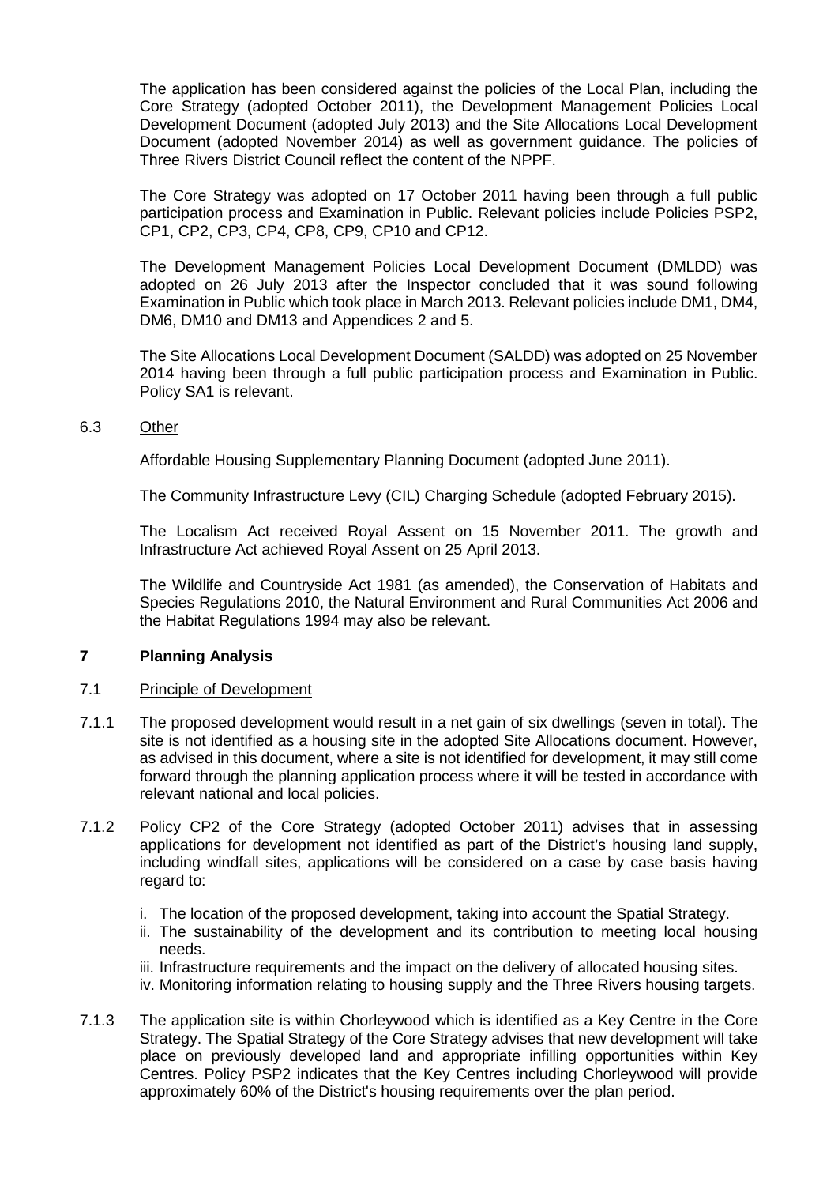The application has been considered against the policies of the Local Plan, including the Core Strategy (adopted October 2011), the Development Management Policies Local Development Document (adopted July 2013) and the Site Allocations Local Development Document (adopted November 2014) as well as government guidance. The policies of Three Rivers District Council reflect the content of the NPPF.

The Core Strategy was adopted on 17 October 2011 having been through a full public participation process and Examination in Public. Relevant policies include Policies PSP2, CP1, CP2, CP3, CP4, CP8, CP9, CP10 and CP12.

The Development Management Policies Local Development Document (DMLDD) was adopted on 26 July 2013 after the Inspector concluded that it was sound following Examination in Public which took place in March 2013. Relevant policies include DM1, DM4, DM6, DM10 and DM13 and Appendices 2 and 5.

The Site Allocations Local Development Document (SALDD) was adopted on 25 November 2014 having been through a full public participation process and Examination in Public. Policy SA1 is relevant.

6.3 Other

Affordable Housing Supplementary Planning Document (adopted June 2011).

The Community Infrastructure Levy (CIL) Charging Schedule (adopted February 2015).

The Localism Act received Royal Assent on 15 November 2011. The growth and Infrastructure Act achieved Royal Assent on 25 April 2013.

The Wildlife and Countryside Act 1981 (as amended), the Conservation of Habitats and Species Regulations 2010, the Natural Environment and Rural Communities Act 2006 and the Habitat Regulations 1994 may also be relevant.

## 7 Planning Analysis

7.1 Principle of Development

7.1.1 The proposed development would result in a net gain of six dwellings (seven in total). The site is not identified as a housing site in the adopted Site Allocations document. However, as advised in this document, where a site is not identified for development, it may still come forward through the planning application process where it will be tested in accordance with relevant national and local policies.

7.1.2 Policy CP2 of the Core Strategy (adopted October 2011) advises that in assessing applications for development not identified as part of the District's housing land supply, including windfall sites, applications will be considered on a case by case basis having regard to:

i. The location of the proposed development, taking into account the Spatial Strategy.
ii. The sustainability of the development and its contribution to meeting local housing needs.
iii. Infrastructure requirements and the impact on the delivery of allocated housing sites.
iv. Monitoring information relating to housing supply and the Three Rivers housing targets.

7.1.3 The application site is within Chorleywood which is identified as a Key Centre in the Core Strategy. The Spatial Strategy of the Core Strategy advises that new development will take place on previously developed land and appropriate infilling opportunities within Key Centres. Policy PSP2 indicates that the Key Centres including Chorleywood will provide approximately 60% of the District's housing requirements over the plan period.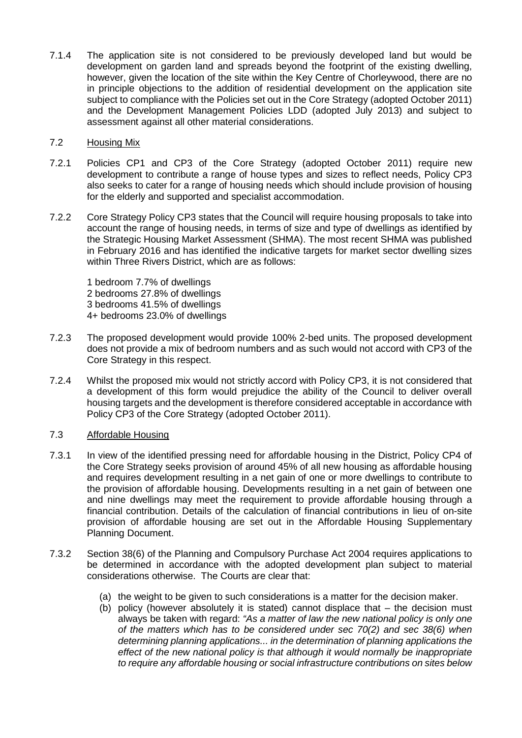7.1.4 The application site is not considered to be previously developed land but would be development on garden land and spreads beyond the footprint of the existing dwelling, however, given the location of the site within the Key Centre of Chorleywood, there are no in principle objections to the addition of residential development on the application site subject to compliance with the Policies set out in the Core Strategy (adopted October 2011) and the Development Management Policies LDD (adopted July 2013) and subject to assessment against all other material considerations.

7.2 <u>Housing Mix</u>

7.2.1 Policies CP1 and CP3 of the Core Strategy (adopted October 2011) require new development to contribute a range of house types and sizes to reflect needs, Policy CP3 also seeks to cater for a range of housing needs which should include provision of housing for the elderly and supported and specialist accommodation.

7.2.2 Core Strategy Policy CP3 states that the Council will require housing proposals to take into account the range of housing needs, in terms of size and type of dwellings as identified by the Strategic Housing Market Assessment (SHMA). The most recent SHMA was published in February 2016 and has identified the indicative targets for market sector dwelling sizes within Three Rivers District, which are as follows:

1 bedroom 7.7% of dwellings
2 bedrooms 27.8% of dwellings
3 bedrooms 41.5% of dwellings
4+ bedrooms 23.0% of dwellings

7.2.3 The proposed development would provide 100% 2-bed units. The proposed development does not provide a mix of bedroom numbers and as such would not accord with CP3 of the Core Strategy in this respect.

7.2.4 Whilst the proposed mix would not strictly accord with Policy CP3, it is not considered that a development of this form would prejudice the ability of the Council to deliver overall housing targets and the development is therefore considered acceptable in accordance with Policy CP3 of the Core Strategy (adopted October 2011).

7.3 <u>Affordable Housing</u>

7.3.1 In view of the identified pressing need for affordable housing in the District, Policy CP4 of the Core Strategy seeks provision of around 45% of all new housing as affordable housing and requires development resulting in a net gain of one or more dwellings to contribute to the provision of affordable housing. Developments resulting in a net gain of between one and nine dwellings may meet the requirement to provide affordable housing through a financial contribution. Details of the calculation of financial contributions in lieu of on-site provision of affordable housing are set out in the Affordable Housing Supplementary Planning Document.

7.3.2 Section 38(6) of the Planning and Compulsory Purchase Act 2004 requires applications to be determined in accordance with the adopted development plan subject to material considerations otherwise. The Courts are clear that:

(a) the weight to be given to such considerations is a matter for the decision maker.
(b) policy (however absolutely it is stated) cannot displace that – the decision must always be taken with regard: *"As a matter of law the new national policy is only one of the matters which has to be considered under sec 70(2) and sec 38(6) when determining planning applications... in the determination of planning applications the effect of the new national policy is that although it would normally be inappropriate to require any affordable housing or social infrastructure contributions on sites below*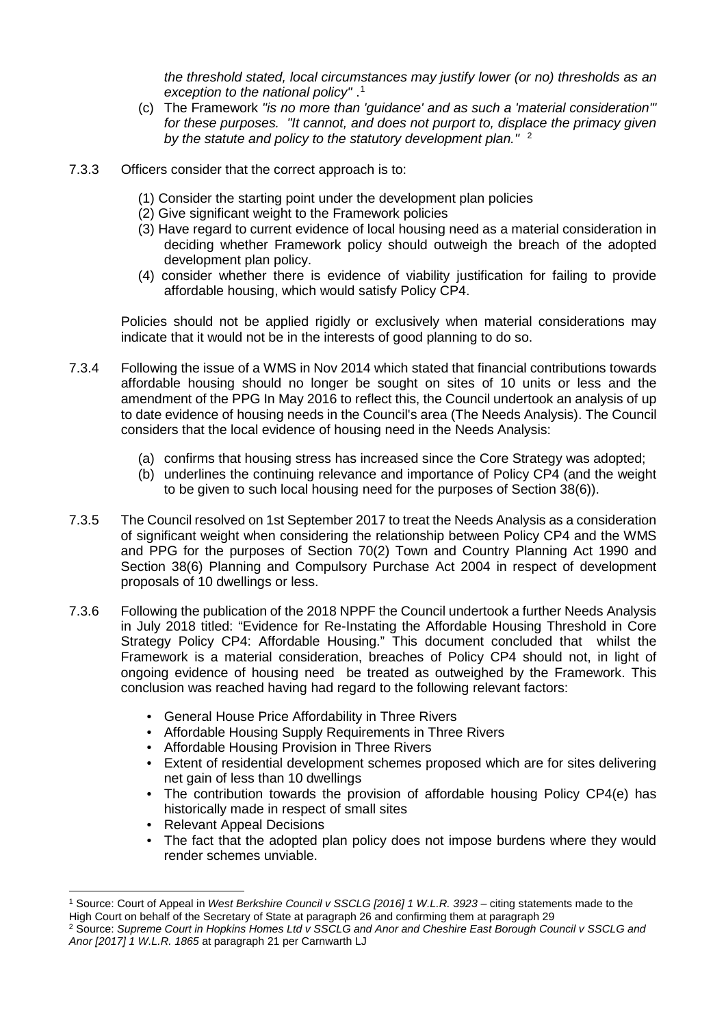*the threshold stated, local circumstances may justify lower (or no) thresholds as an exception to the national policy"* .[1]

(c) The Framework *"is no more than 'guidance' and as such a 'material consideration"' for these purposes. "It cannot, and does not purport to, displace the primacy given by the statute and policy to the statutory development plan."* [2]

7.3.3 Officers consider that the correct approach is to:

(1) Consider the starting point under the development plan policies
(2) Give significant weight to the Framework policies
(3) Have regard to current evidence of local housing need as a material consideration in deciding whether Framework policy should outweigh the breach of the adopted development plan policy.
(4) consider whether there is evidence of viability justification for failing to provide affordable housing, which would satisfy Policy CP4.

Policies should not be applied rigidly or exclusively when material considerations may indicate that it would not be in the interests of good planning to do so.

7.3.4 Following the issue of a WMS in Nov 2014 which stated that financial contributions towards affordable housing should no longer be sought on sites of 10 units or less and the amendment of the PPG In May 2016 to reflect this, the Council undertook an analysis of up to date evidence of housing needs in the Council's area (The Needs Analysis). The Council considers that the local evidence of housing need in the Needs Analysis:

(a) confirms that housing stress has increased since the Core Strategy was adopted;
(b) underlines the continuing relevance and importance of Policy CP4 (and the weight to be given to such local housing need for the purposes of Section 38(6)).

7.3.5 The Council resolved on 1st September 2017 to treat the Needs Analysis as a consideration of significant weight when considering the relationship between Policy CP4 and the WMS and PPG for the purposes of Section 70(2) Town and Country Planning Act 1990 and Section 38(6) Planning and Compulsory Purchase Act 2004 in respect of development proposals of 10 dwellings or less.

7.3.6 Following the publication of the 2018 NPPF the Council undertook a further Needs Analysis in July 2018 titled: "Evidence for Re-Instating the Affordable Housing Threshold in Core Strategy Policy CP4: Affordable Housing." This document concluded that whilst the Framework is a material consideration, breaches of Policy CP4 should not, in light of ongoing evidence of housing need be treated as outweighed by the Framework. This conclusion was reached having had regard to the following relevant factors:

- General House Price Affordability in Three Rivers
- Affordable Housing Supply Requirements in Three Rivers
- Affordable Housing Provision in Three Rivers
- Extent of residential development schemes proposed which are for sites delivering net gain of less than 10 dwellings
- The contribution towards the provision of affordable housing Policy CP4(e) has historically made in respect of small sites
- Relevant Appeal Decisions
- The fact that the adopted plan policy does not impose burdens where they would render schemes unviable.

---

[1] Source: Court of Appeal in *West Berkshire Council v SSCLG [2016] 1 W.L.R. 3923* – citing statements made to the High Court on behalf of the Secretary of State at paragraph 26 and confirming them at paragraph 29

[2] Source: *Supreme Court in Hopkins Homes Ltd v SSCLG and Anor and Cheshire East Borough Council v SSCLG and Anor [2017] 1 W.L.R. 1865* at paragraph 21 per Carnwarth LJ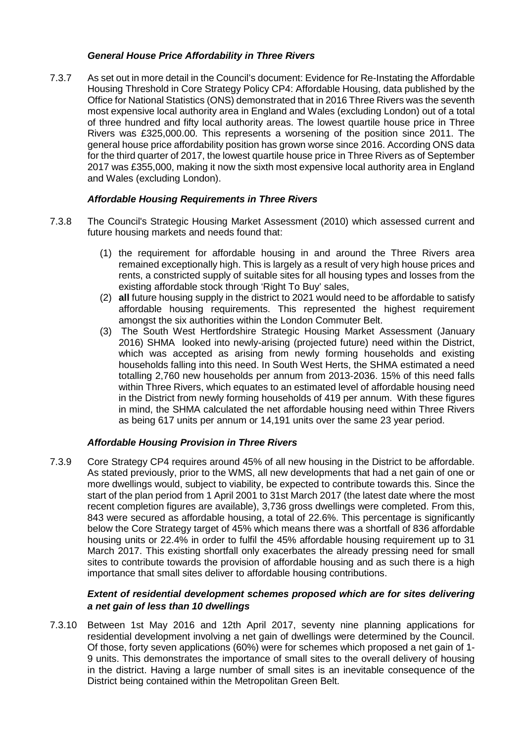***General House Price Affordability in Three Rivers***

7.3.7 As set out in more detail in the Council's document: Evidence for Re-Instating the Affordable Housing Threshold in Core Strategy Policy CP4: Affordable Housing, data published by the Office for National Statistics (ONS) demonstrated that in 2016 Three Rivers was the seventh most expensive local authority area in England and Wales (excluding London) out of a total of three hundred and fifty local authority areas. The lowest quartile house price in Three Rivers was £325,000.00. This represents a worsening of the position since 2011. The general house price affordability position has grown worse since 2016. According ONS data for the third quarter of 2017, the lowest quartile house price in Three Rivers as of September 2017 was £355,000, making it now the sixth most expensive local authority area in England and Wales (excluding London).

***Affordable Housing Requirements in Three Rivers***

7.3.8 The Council's Strategic Housing Market Assessment (2010) which assessed current and future housing markets and needs found that:

(1) the requirement for affordable housing in and around the Three Rivers area remained exceptionally high. This is largely as a result of very high house prices and rents, a constricted supply of suitable sites for all housing types and losses from the existing affordable stock through 'Right To Buy' sales,

(2) **all** future housing supply in the district to 2021 would need to be affordable to satisfy affordable housing requirements. This represented the highest requirement amongst the six authorities within the London Commuter Belt.

(3) The South West Hertfordshire Strategic Housing Market Assessment (January 2016) SHMA looked into newly-arising (projected future) need within the District, which was accepted as arising from newly forming households and existing households falling into this need. In South West Herts, the SHMA estimated a need totalling 2,760 new households per annum from 2013-2036. 15% of this need falls within Three Rivers, which equates to an estimated level of affordable housing need in the District from newly forming households of 419 per annum. With these figures in mind, the SHMA calculated the net affordable housing need within Three Rivers as being 617 units per annum or 14,191 units over the same 23 year period.

***Affordable Housing Provision in Three Rivers***

7.3.9 Core Strategy CP4 requires around 45% of all new housing in the District to be affordable. As stated previously, prior to the WMS, all new developments that had a net gain of one or more dwellings would, subject to viability, be expected to contribute towards this. Since the start of the plan period from 1 April 2001 to 31st March 2017 (the latest date where the most recent completion figures are available), 3,736 gross dwellings were completed. From this, 843 were secured as affordable housing, a total of 22.6%. This percentage is significantly below the Core Strategy target of 45% which means there was a shortfall of 836 affordable housing units or 22.4% in order to fulfil the 45% affordable housing requirement up to 31 March 2017. This existing shortfall only exacerbates the already pressing need for small sites to contribute towards the provision of affordable housing and as such there is a high importance that small sites deliver to affordable housing contributions.

***Extent of residential development schemes proposed which are for sites delivering a net gain of less than 10 dwellings***

7.3.10 Between 1st May 2016 and 12th April 2017, seventy nine planning applications for residential development involving a net gain of dwellings were determined by the Council. Of those, forty seven applications (60%) were for schemes which proposed a net gain of 1-9 units. This demonstrates the importance of small sites to the overall delivery of housing in the district. Having a large number of small sites is an inevitable consequence of the District being contained within the Metropolitan Green Belt.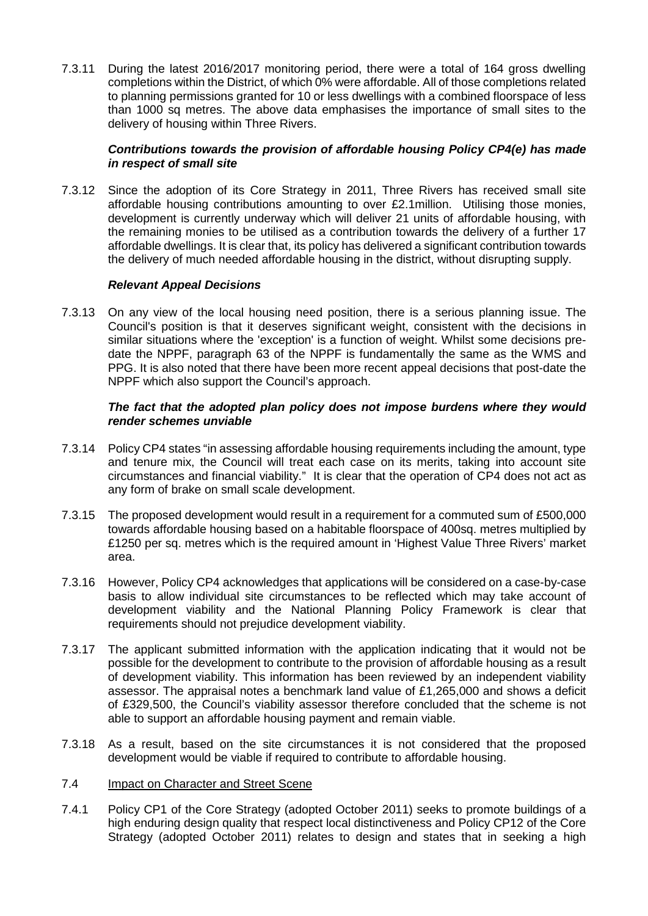7.3.11 During the latest 2016/2017 monitoring period, there were a total of 164 gross dwelling completions within the District, of which 0% were affordable. All of those completions related to planning permissions granted for 10 or less dwellings with a combined floorspace of less than 1000 sq metres. The above data emphasises the importance of small sites to the delivery of housing within Three Rivers.

***Contributions towards the provision of affordable housing Policy CP4(e) has made in respect of small site***

7.3.12 Since the adoption of its Core Strategy in 2011, Three Rivers has received small site affordable housing contributions amounting to over £2.1million. Utilising those monies, development is currently underway which will deliver 21 units of affordable housing, with the remaining monies to be utilised as a contribution towards the delivery of a further 17 affordable dwellings. It is clear that, its policy has delivered a significant contribution towards the delivery of much needed affordable housing in the district, without disrupting supply.

***Relevant Appeal Decisions***

7.3.13 On any view of the local housing need position, there is a serious planning issue. The Council's position is that it deserves significant weight, consistent with the decisions in similar situations where the 'exception' is a function of weight. Whilst some decisions pre-date the NPPF, paragraph 63 of the NPPF is fundamentally the same as the WMS and PPG. It is also noted that there have been more recent appeal decisions that post-date the NPPF which also support the Council's approach.

***The fact that the adopted plan policy does not impose burdens where they would render schemes unviable***

7.3.14 Policy CP4 states "in assessing affordable housing requirements including the amount, type and tenure mix, the Council will treat each case on its merits, taking into account site circumstances and financial viability." It is clear that the operation of CP4 does not act as any form of brake on small scale development.

7.3.15 The proposed development would result in a requirement for a commuted sum of £500,000 towards affordable housing based on a habitable floorspace of 400sq. metres multiplied by £1250 per sq. metres which is the required amount in 'Highest Value Three Rivers' market area.

7.3.16 However, Policy CP4 acknowledges that applications will be considered on a case-by-case basis to allow individual site circumstances to be reflected which may take account of development viability and the National Planning Policy Framework is clear that requirements should not prejudice development viability.

7.3.17 The applicant submitted information with the application indicating that it would not be possible for the development to contribute to the provision of affordable housing as a result of development viability. This information has been reviewed by an independent viability assessor. The appraisal notes a benchmark land value of £1,265,000 and shows a deficit of £329,500, the Council's viability assessor therefore concluded that the scheme is not able to support an affordable housing payment and remain viable.

7.3.18 As a result, based on the site circumstances it is not considered that the proposed development would be viable if required to contribute to affordable housing.

7.4 Impact on Character and Street Scene

7.4.1 Policy CP1 of the Core Strategy (adopted October 2011) seeks to promote buildings of a high enduring design quality that respect local distinctiveness and Policy CP12 of the Core Strategy (adopted October 2011) relates to design and states that in seeking a high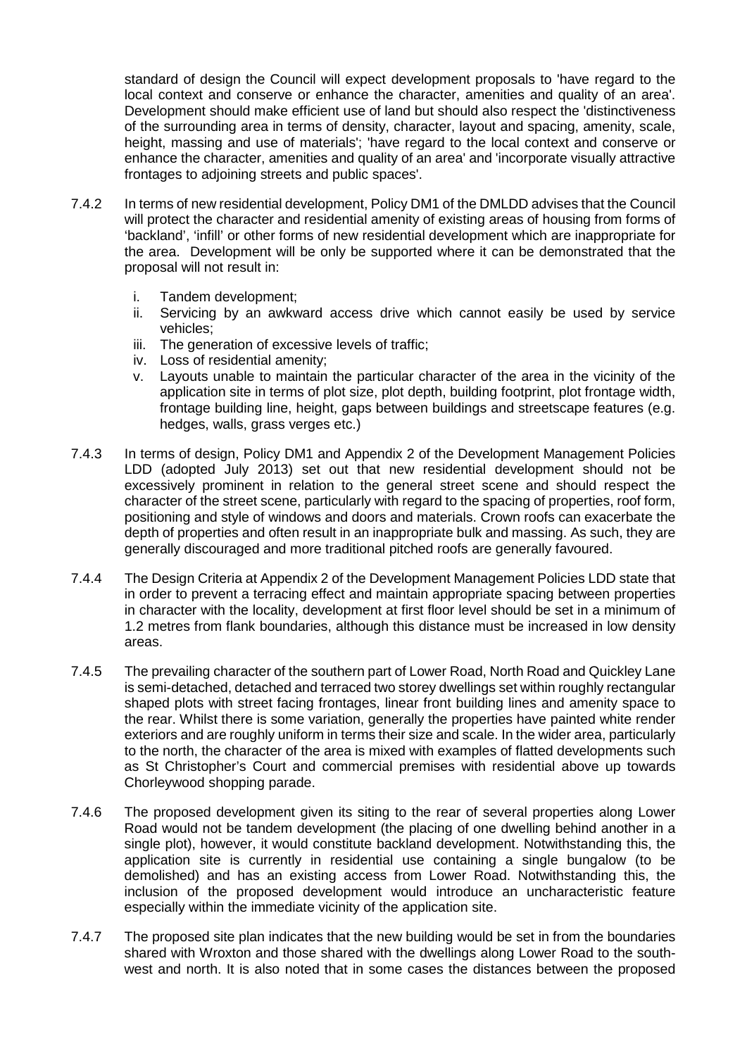standard of design the Council will expect development proposals to 'have regard to the local context and conserve or enhance the character, amenities and quality of an area'. Development should make efficient use of land but should also respect the 'distinctiveness of the surrounding area in terms of density, character, layout and spacing, amenity, scale, height, massing and use of materials'; 'have regard to the local context and conserve or enhance the character, amenities and quality of an area' and 'incorporate visually attractive frontages to adjoining streets and public spaces'.

7.4.2 In terms of new residential development, Policy DM1 of the DMLDD advises that the Council will protect the character and residential amenity of existing areas of housing from forms of 'backland', 'infill' or other forms of new residential development which are inappropriate for the area. Development will be only be supported where it can be demonstrated that the proposal will not result in:

i. Tandem development;
ii. Servicing by an awkward access drive which cannot easily be used by service vehicles;
iii. The generation of excessive levels of traffic;
iv. Loss of residential amenity;
v. Layouts unable to maintain the particular character of the area in the vicinity of the application site in terms of plot size, plot depth, building footprint, plot frontage width, frontage building line, height, gaps between buildings and streetscape features (e.g. hedges, walls, grass verges etc.)

7.4.3 In terms of design, Policy DM1 and Appendix 2 of the Development Management Policies LDD (adopted July 2013) set out that new residential development should not be excessively prominent in relation to the general street scene and should respect the character of the street scene, particularly with regard to the spacing of properties, roof form, positioning and style of windows and doors and materials. Crown roofs can exacerbate the depth of properties and often result in an inappropriate bulk and massing. As such, they are generally discouraged and more traditional pitched roofs are generally favoured.

7.4.4 The Design Criteria at Appendix 2 of the Development Management Policies LDD state that in order to prevent a terracing effect and maintain appropriate spacing between properties in character with the locality, development at first floor level should be set in a minimum of 1.2 metres from flank boundaries, although this distance must be increased in low density areas.

7.4.5 The prevailing character of the southern part of Lower Road, North Road and Quickley Lane is semi-detached, detached and terraced two storey dwellings set within roughly rectangular shaped plots with street facing frontages, linear front building lines and amenity space to the rear. Whilst there is some variation, generally the properties have painted white render exteriors and are roughly uniform in terms their size and scale. In the wider area, particularly to the north, the character of the area is mixed with examples of flatted developments such as St Christopher's Court and commercial premises with residential above up towards Chorleywood shopping parade.

7.4.6 The proposed development given its siting to the rear of several properties along Lower Road would not be tandem development (the placing of one dwelling behind another in a single plot), however, it would constitute backland development. Notwithstanding this, the application site is currently in residential use containing a single bungalow (to be demolished) and has an existing access from Lower Road. Notwithstanding this, the inclusion of the proposed development would introduce an uncharacteristic feature especially within the immediate vicinity of the application site.

7.4.7 The proposed site plan indicates that the new building would be set in from the boundaries shared with Wroxton and those shared with the dwellings along Lower Road to the south-west and north. It is also noted that in some cases the distances between the proposed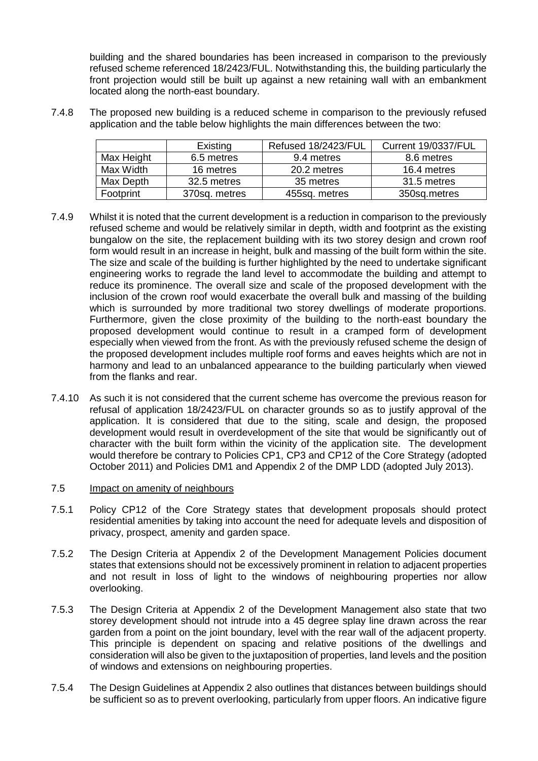building and the shared boundaries has been increased in comparison to the previously refused scheme referenced 18/2423/FUL. Notwithstanding this, the building particularly the front projection would still be built up against a new retaining wall with an embankment located along the north-east boundary.

7.4.8 The proposed new building is a reduced scheme in comparison to the previously refused application and the table below highlights the main differences between the two:

| | Existing | Refused 18/2423/FUL | Current 19/0337/FUL |
|---|---|---|---|
| Max Height | 6.5 metres | 9.4 metres | 8.6 metres |
| Max Width | 16 metres | 20.2 metres | 16.4 metres |
| Max Depth | 32.5 metres | 35 metres | 31.5 metres |
| Footprint | 370sq. metres | 455sq. metres | 350sq.metres |

7.4.9 Whilst it is noted that the current development is a reduction in comparison to the previously refused scheme and would be relatively similar in depth, width and footprint as the existing bungalow on the site, the replacement building with its two storey design and crown roof form would result in an increase in height, bulk and massing of the built form within the site. The size and scale of the building is further highlighted by the need to undertake significant engineering works to regrade the land level to accommodate the building and attempt to reduce its prominence. The overall size and scale of the proposed development with the inclusion of the crown roof would exacerbate the overall bulk and massing of the building which is surrounded by more traditional two storey dwellings of moderate proportions. Furthermore, given the close proximity of the building to the north-east boundary the proposed development would continue to result in a cramped form of development especially when viewed from the front. As with the previously refused scheme the design of the proposed development includes multiple roof forms and eaves heights which are not in harmony and lead to an unbalanced appearance to the building particularly when viewed from the flanks and rear.

7.4.10 As such it is not considered that the current scheme has overcome the previous reason for refusal of application 18/2423/FUL on character grounds so as to justify approval of the application. It is considered that due to the siting, scale and design, the proposed development would result in overdevelopment of the site that would be significantly out of character with the built form within the vicinity of the application site. The development would therefore be contrary to Policies CP1, CP3 and CP12 of the Core Strategy (adopted October 2011) and Policies DM1 and Appendix 2 of the DMP LDD (adopted July 2013).

7.5 Impact on amenity of neighbours

7.5.1 Policy CP12 of the Core Strategy states that development proposals should protect residential amenities by taking into account the need for adequate levels and disposition of privacy, prospect, amenity and garden space.

7.5.2 The Design Criteria at Appendix 2 of the Development Management Policies document states that extensions should not be excessively prominent in relation to adjacent properties and not result in loss of light to the windows of neighbouring properties nor allow overlooking.

7.5.3 The Design Criteria at Appendix 2 of the Development Management also state that two storey development should not intrude into a 45 degree splay line drawn across the rear garden from a point on the joint boundary, level with the rear wall of the adjacent property. This principle is dependent on spacing and relative positions of the dwellings and consideration will also be given to the juxtaposition of properties, land levels and the position of windows and extensions on neighbouring properties.

7.5.4 The Design Guidelines at Appendix 2 also outlines that distances between buildings should be sufficient so as to prevent overlooking, particularly from upper floors. An indicative figure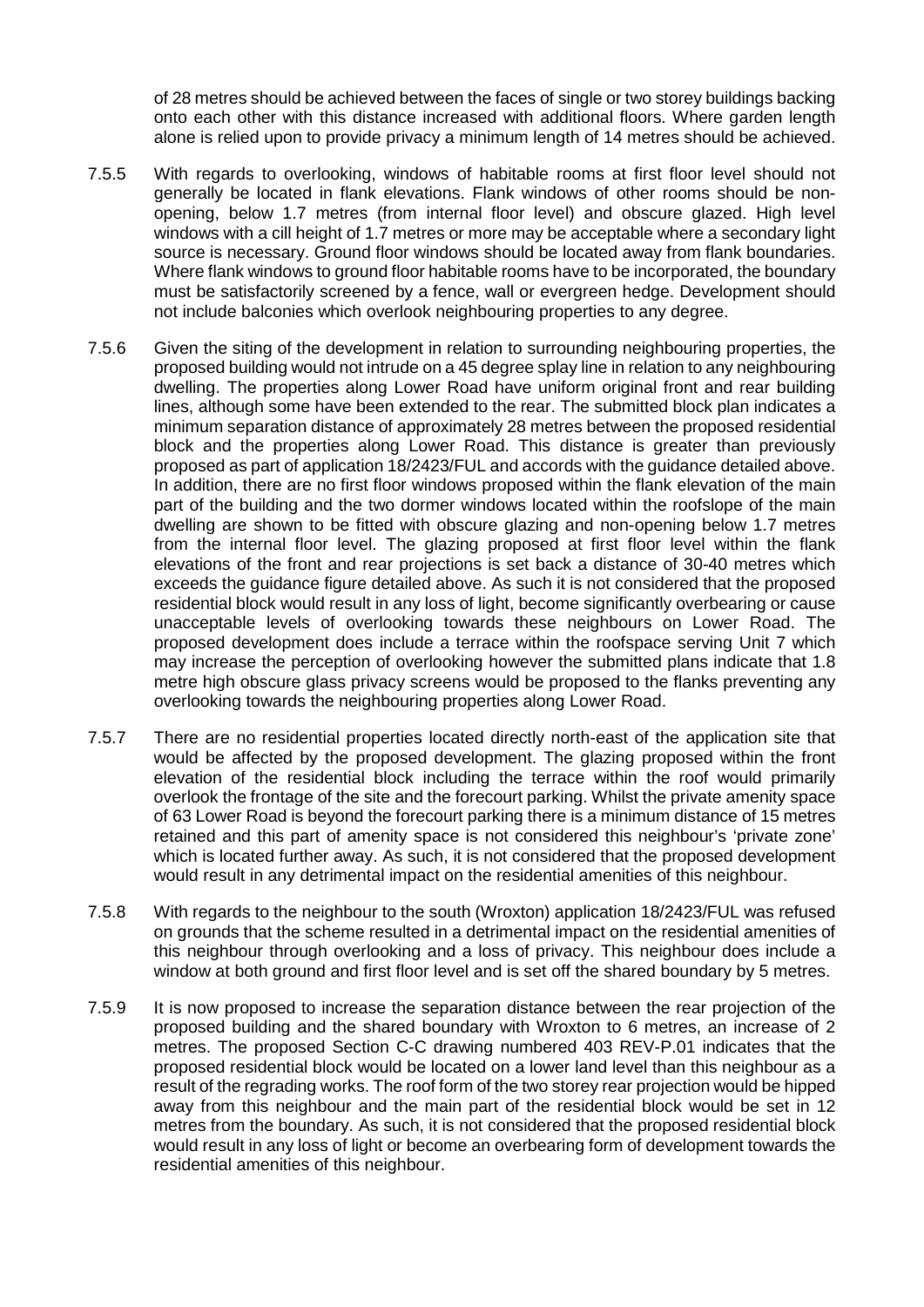of 28 metres should be achieved between the faces of single or two storey buildings backing onto each other with this distance increased with additional floors. Where garden length alone is relied upon to provide privacy a minimum length of 14 metres should be achieved.

7.5.5 With regards to overlooking, windows of habitable rooms at first floor level should not generally be located in flank elevations. Flank windows of other rooms should be non-opening, below 1.7 metres (from internal floor level) and obscure glazed. High level windows with a cill height of 1.7 metres or more may be acceptable where a secondary light source is necessary. Ground floor windows should be located away from flank boundaries. Where flank windows to ground floor habitable rooms have to be incorporated, the boundary must be satisfactorily screened by a fence, wall or evergreen hedge. Development should not include balconies which overlook neighbouring properties to any degree.

7.5.6 Given the siting of the development in relation to surrounding neighbouring properties, the proposed building would not intrude on a 45 degree splay line in relation to any neighbouring dwelling. The properties along Lower Road have uniform original front and rear building lines, although some have been extended to the rear. The submitted block plan indicates a minimum separation distance of approximately 28 metres between the proposed residential block and the properties along Lower Road. This distance is greater than previously proposed as part of application 18/2423/FUL and accords with the guidance detailed above. In addition, there are no first floor windows proposed within the flank elevation of the main part of the building and the two dormer windows located within the roofslope of the main dwelling are shown to be fitted with obscure glazing and non-opening below 1.7 metres from the internal floor level. The glazing proposed at first floor level within the flank elevations of the front and rear projections is set back a distance of 30-40 metres which exceeds the guidance figure detailed above. As such it is not considered that the proposed residential block would result in any loss of light, become significantly overbearing or cause unacceptable levels of overlooking towards these neighbours on Lower Road. The proposed development does include a terrace within the roofspace serving Unit 7 which may increase the perception of overlooking however the submitted plans indicate that 1.8 metre high obscure glass privacy screens would be proposed to the flanks preventing any overlooking towards the neighbouring properties along Lower Road.

7.5.7 There are no residential properties located directly north-east of the application site that would be affected by the proposed development. The glazing proposed within the front elevation of the residential block including the terrace within the roof would primarily overlook the frontage of the site and the forecourt parking. Whilst the private amenity space of 63 Lower Road is beyond the forecourt parking there is a minimum distance of 15 metres retained and this part of amenity space is not considered this neighbour's 'private zone' which is located further away. As such, it is not considered that the proposed development would result in any detrimental impact on the residential amenities of this neighbour.

7.5.8 With regards to the neighbour to the south (Wroxton) application 18/2423/FUL was refused on grounds that the scheme resulted in a detrimental impact on the residential amenities of this neighbour through overlooking and a loss of privacy. This neighbour does include a window at both ground and first floor level and is set off the shared boundary by 5 metres.

7.5.9 It is now proposed to increase the separation distance between the rear projection of the proposed building and the shared boundary with Wroxton to 6 metres, an increase of 2 metres. The proposed Section C-C drawing numbered 403 REV-P.01 indicates that the proposed residential block would be located on a lower land level than this neighbour as a result of the regrading works. The roof form of the two storey rear projection would be hipped away from this neighbour and the main part of the residential block would be set in 12 metres from the boundary. As such, it is not considered that the proposed residential block would result in any loss of light or become an overbearing form of development towards the residential amenities of this neighbour.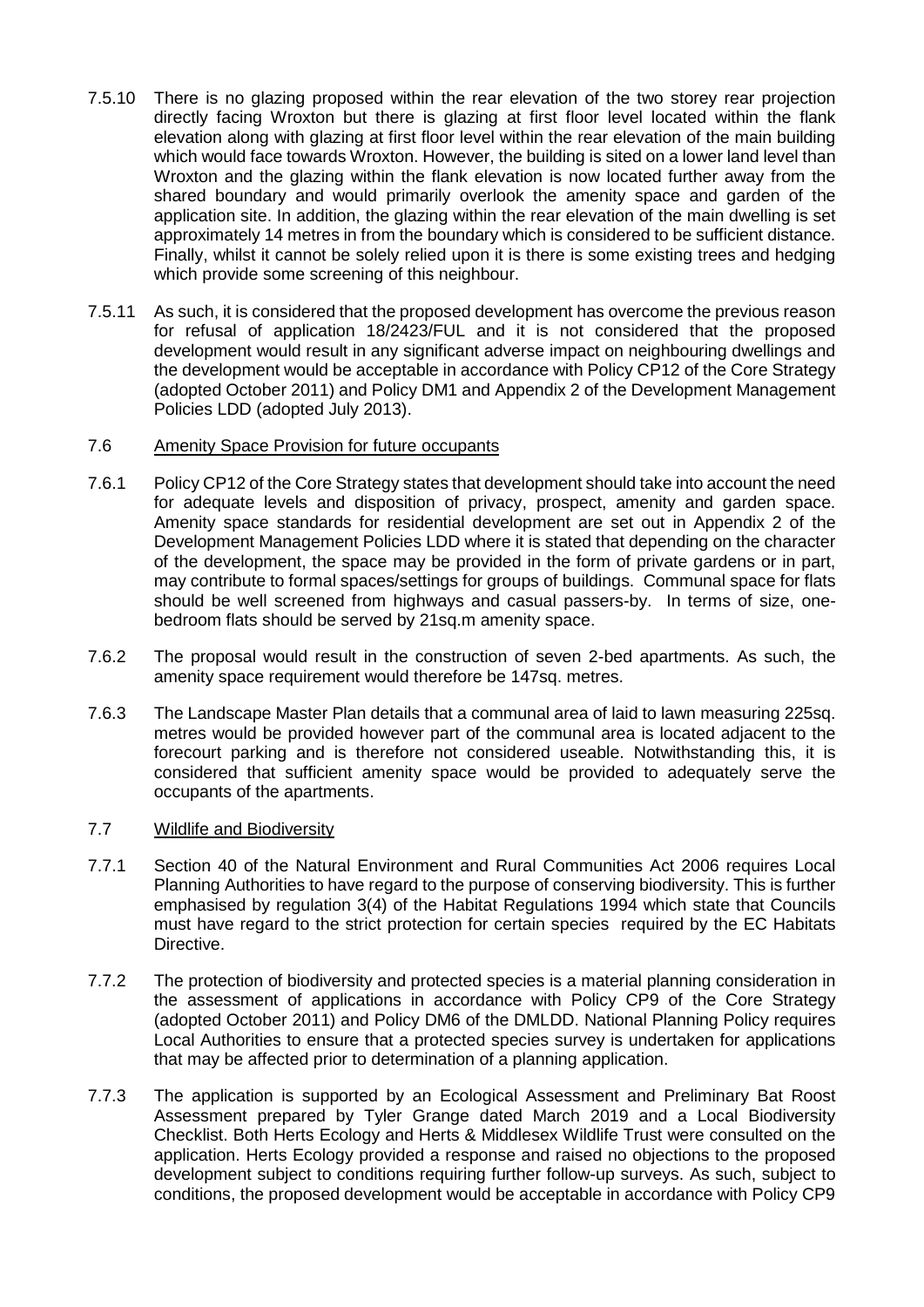7.5.10 There is no glazing proposed within the rear elevation of the two storey rear projection directly facing Wroxton but there is glazing at first floor level located within the flank elevation along with glazing at first floor level within the rear elevation of the main building which would face towards Wroxton. However, the building is sited on a lower land level than Wroxton and the glazing within the flank elevation is now located further away from the shared boundary and would primarily overlook the amenity space and garden of the application site. In addition, the glazing within the rear elevation of the main dwelling is set approximately 14 metres in from the boundary which is considered to be sufficient distance. Finally, whilst it cannot be solely relied upon it is there is some existing trees and hedging which provide some screening of this neighbour.

7.5.11 As such, it is considered that the proposed development has overcome the previous reason for refusal of application 18/2423/FUL and it is not considered that the proposed development would result in any significant adverse impact on neighbouring dwellings and the development would be acceptable in accordance with Policy CP12 of the Core Strategy (adopted October 2011) and Policy DM1 and Appendix 2 of the Development Management Policies LDD (adopted July 2013).

7.6 Amenity Space Provision for future occupants

7.6.1 Policy CP12 of the Core Strategy states that development should take into account the need for adequate levels and disposition of privacy, prospect, amenity and garden space. Amenity space standards for residential development are set out in Appendix 2 of the Development Management Policies LDD where it is stated that depending on the character of the development, the space may be provided in the form of private gardens or in part, may contribute to formal spaces/settings for groups of buildings. Communal space for flats should be well screened from highways and casual passers-by. In terms of size, one-bedroom flats should be served by 21sq.m amenity space.

7.6.2 The proposal would result in the construction of seven 2-bed apartments. As such, the amenity space requirement would therefore be 147sq. metres.

7.6.3 The Landscape Master Plan details that a communal area of laid to lawn measuring 225sq. metres would be provided however part of the communal area is located adjacent to the forecourt parking and is therefore not considered useable. Notwithstanding this, it is considered that sufficient amenity space would be provided to adequately serve the occupants of the apartments.

7.7 Wildlife and Biodiversity

7.7.1 Section 40 of the Natural Environment and Rural Communities Act 2006 requires Local Planning Authorities to have regard to the purpose of conserving biodiversity. This is further emphasised by regulation 3(4) of the Habitat Regulations 1994 which state that Councils must have regard to the strict protection for certain species required by the EC Habitats Directive.

7.7.2 The protection of biodiversity and protected species is a material planning consideration in the assessment of applications in accordance with Policy CP9 of the Core Strategy (adopted October 2011) and Policy DM6 of the DMLDD. National Planning Policy requires Local Authorities to ensure that a protected species survey is undertaken for applications that may be affected prior to determination of a planning application.

7.7.3 The application is supported by an Ecological Assessment and Preliminary Bat Roost Assessment prepared by Tyler Grange dated March 2019 and a Local Biodiversity Checklist. Both Herts Ecology and Herts & Middlesex Wildlife Trust were consulted on the application. Herts Ecology provided a response and raised no objections to the proposed development subject to conditions requiring further follow-up surveys. As such, subject to conditions, the proposed development would be acceptable in accordance with Policy CP9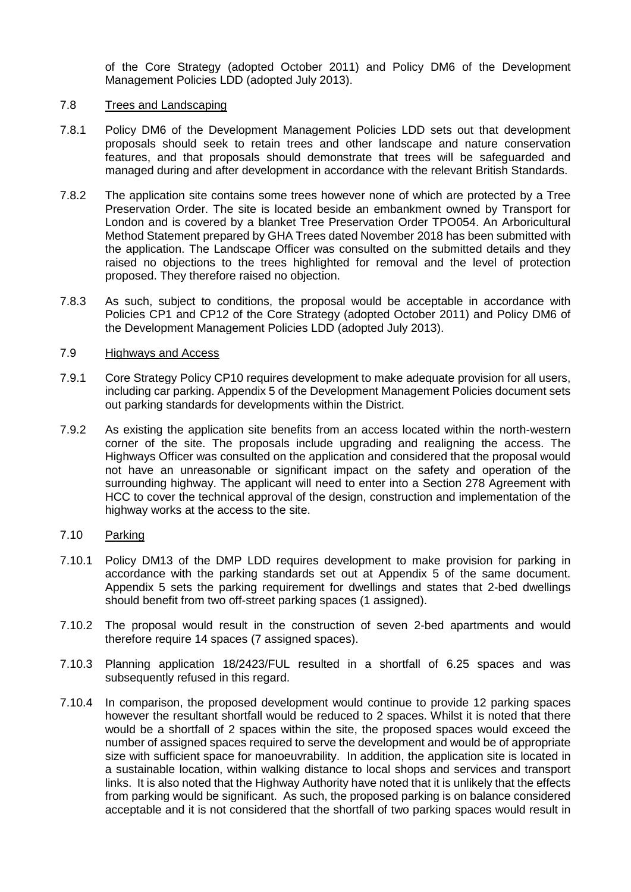of the Core Strategy (adopted October 2011) and Policy DM6 of the Development Management Policies LDD (adopted July 2013).

7.8 Trees and Landscaping

7.8.1 Policy DM6 of the Development Management Policies LDD sets out that development proposals should seek to retain trees and other landscape and nature conservation features, and that proposals should demonstrate that trees will be safeguarded and managed during and after development in accordance with the relevant British Standards.

7.8.2 The application site contains some trees however none of which are protected by a Tree Preservation Order. The site is located beside an embankment owned by Transport for London and is covered by a blanket Tree Preservation Order TPO054. An Arboricultural Method Statement prepared by GHA Trees dated November 2018 has been submitted with the application. The Landscape Officer was consulted on the submitted details and they raised no objections to the trees highlighted for removal and the level of protection proposed. They therefore raised no objection.

7.8.3 As such, subject to conditions, the proposal would be acceptable in accordance with Policies CP1 and CP12 of the Core Strategy (adopted October 2011) and Policy DM6 of the Development Management Policies LDD (adopted July 2013).

7.9 Highways and Access

7.9.1 Core Strategy Policy CP10 requires development to make adequate provision for all users, including car parking. Appendix 5 of the Development Management Policies document sets out parking standards for developments within the District.

7.9.2 As existing the application site benefits from an access located within the north-western corner of the site. The proposals include upgrading and realigning the access. The Highways Officer was consulted on the application and considered that the proposal would not have an unreasonable or significant impact on the safety and operation of the surrounding highway. The applicant will need to enter into a Section 278 Agreement with HCC to cover the technical approval of the design, construction and implementation of the highway works at the access to the site.

7.10 Parking

7.10.1 Policy DM13 of the DMP LDD requires development to make provision for parking in accordance with the parking standards set out at Appendix 5 of the same document. Appendix 5 sets the parking requirement for dwellings and states that 2-bed dwellings should benefit from two off-street parking spaces (1 assigned).

7.10.2 The proposal would result in the construction of seven 2-bed apartments and would therefore require 14 spaces (7 assigned spaces).

7.10.3 Planning application 18/2423/FUL resulted in a shortfall of 6.25 spaces and was subsequently refused in this regard.

7.10.4 In comparison, the proposed development would continue to provide 12 parking spaces however the resultant shortfall would be reduced to 2 spaces. Whilst it is noted that there would be a shortfall of 2 spaces within the site, the proposed spaces would exceed the number of assigned spaces required to serve the development and would be of appropriate size with sufficient space for manoeuvrability. In addition, the application site is located in a sustainable location, within walking distance to local shops and services and transport links. It is also noted that the Highway Authority have noted that it is unlikely that the effects from parking would be significant. As such, the proposed parking is on balance considered acceptable and it is not considered that the shortfall of two parking spaces would result in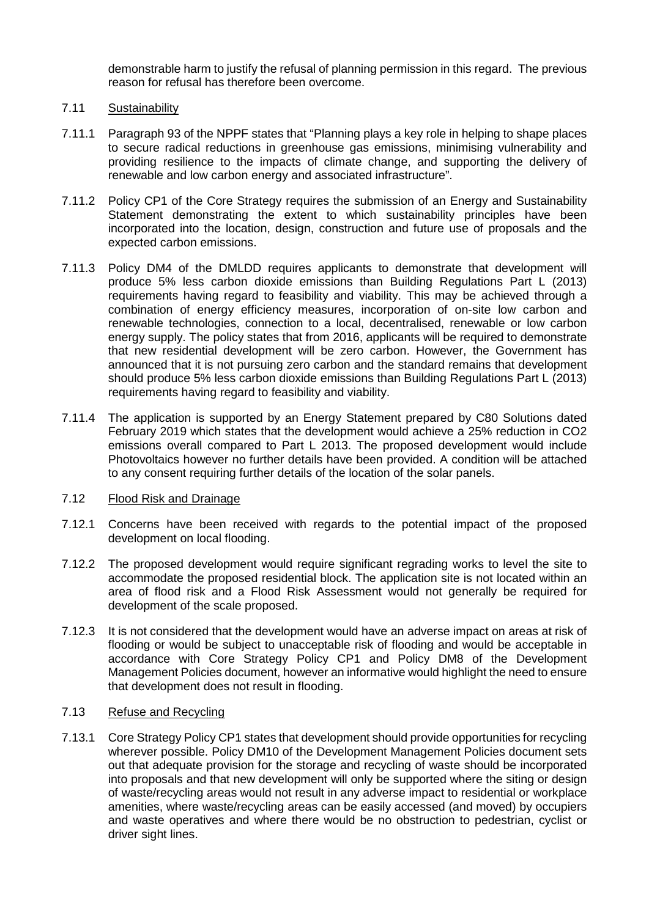demonstrable harm to justify the refusal of planning permission in this regard. The previous reason for refusal has therefore been overcome.

### 7.11 Sustainability

7.11.1 Paragraph 93 of the NPPF states that "Planning plays a key role in helping to shape places to secure radical reductions in greenhouse gas emissions, minimising vulnerability and providing resilience to the impacts of climate change, and supporting the delivery of renewable and low carbon energy and associated infrastructure".

7.11.2 Policy CP1 of the Core Strategy requires the submission of an Energy and Sustainability Statement demonstrating the extent to which sustainability principles have been incorporated into the location, design, construction and future use of proposals and the expected carbon emissions.

7.11.3 Policy DM4 of the DMLDD requires applicants to demonstrate that development will produce 5% less carbon dioxide emissions than Building Regulations Part L (2013) requirements having regard to feasibility and viability. This may be achieved through a combination of energy efficiency measures, incorporation of on-site low carbon and renewable technologies, connection to a local, decentralised, renewable or low carbon energy supply. The policy states that from 2016, applicants will be required to demonstrate that new residential development will be zero carbon. However, the Government has announced that it is not pursuing zero carbon and the standard remains that development should produce 5% less carbon dioxide emissions than Building Regulations Part L (2013) requirements having regard to feasibility and viability.

7.11.4 The application is supported by an Energy Statement prepared by C80 Solutions dated February 2019 which states that the development would achieve a 25% reduction in $CO_2$ emissions overall compared to Part L 2013. The proposed development would include Photovoltaics however no further details have been provided. A condition will be attached to any consent requiring further details of the location of the solar panels.

### 7.12 Flood Risk and Drainage

7.12.1 Concerns have been received with regards to the potential impact of the proposed development on local flooding.

7.12.2 The proposed development would require significant regrading works to level the site to accommodate the proposed residential block. The application site is not located within an area of flood risk and a Flood Risk Assessment would not generally be required for development of the scale proposed.

7.12.3 It is not considered that the development would have an adverse impact on areas at risk of flooding or would be subject to unacceptable risk of flooding and would be acceptable in accordance with Core Strategy Policy CP1 and Policy DM8 of the Development Management Policies document, however an informative would highlight the need to ensure that development does not result in flooding.

### 7.13 Refuse and Recycling

7.13.1 Core Strategy Policy CP1 states that development should provide opportunities for recycling wherever possible. Policy DM10 of the Development Management Policies document sets out that adequate provision for the storage and recycling of waste should be incorporated into proposals and that new development will only be supported where the siting or design of waste/recycling areas would not result in any adverse impact to residential or workplace amenities, where waste/recycling areas can be easily accessed (and moved) by occupiers and waste operatives and where there would be no obstruction to pedestrian, cyclist or driver sight lines.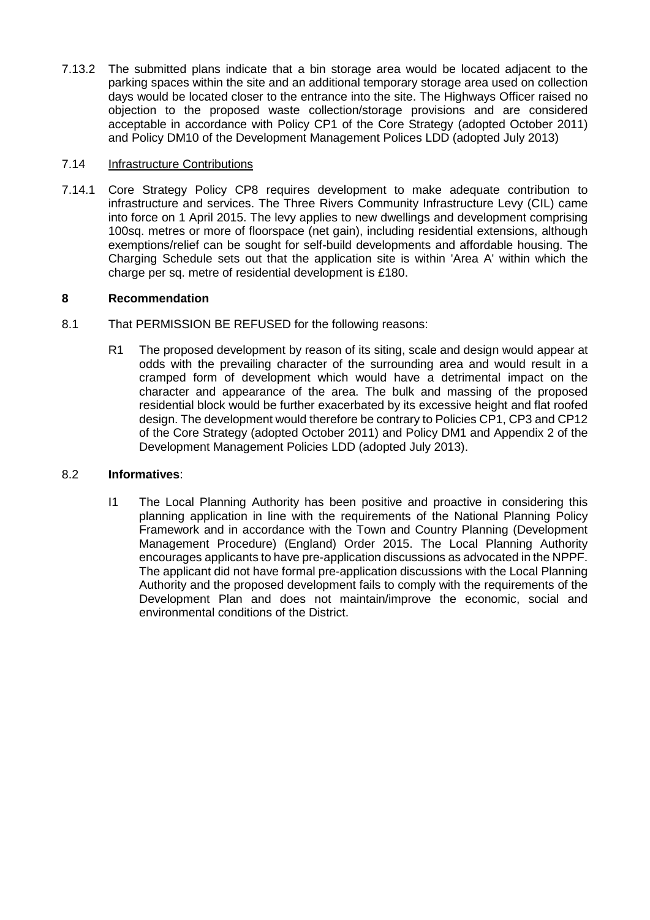7.13.2 The submitted plans indicate that a bin storage area would be located adjacent to the parking spaces within the site and an additional temporary storage area used on collection days would be located closer to the entrance into the site. The Highways Officer raised no objection to the proposed waste collection/storage provisions and are considered acceptable in accordance with Policy CP1 of the Core Strategy (adopted October 2011) and Policy DM10 of the Development Management Polices LDD (adopted July 2013)

7.14 Infrastructure Contributions

7.14.1 Core Strategy Policy CP8 requires development to make adequate contribution to infrastructure and services. The Three Rivers Community Infrastructure Levy (CIL) came into force on 1 April 2015. The levy applies to new dwellings and development comprising 100sq. metres or more of floorspace (net gain), including residential extensions, although exemptions/relief can be sought for self-build developments and affordable housing. The Charging Schedule sets out that the application site is within 'Area A' within which the charge per sq. metre of residential development is £180.

## 8 Recommendation

8.1 That PERMISSION BE REFUSED for the following reasons:

R1 The proposed development by reason of its siting, scale and design would appear at odds with the prevailing character of the surrounding area and would result in a cramped form of development which would have a detrimental impact on the character and appearance of the area. The bulk and massing of the proposed residential block would be further exacerbated by its excessive height and flat roofed design. The development would therefore be contrary to Policies CP1, CP3 and CP12 of the Core Strategy (adopted October 2011) and Policy DM1 and Appendix 2 of the Development Management Policies LDD (adopted July 2013).

8.2 **Informatives**:

I1 The Local Planning Authority has been positive and proactive in considering this planning application in line with the requirements of the National Planning Policy Framework and in accordance with the Town and Country Planning (Development Management Procedure) (England) Order 2015. The Local Planning Authority encourages applicants to have pre-application discussions as advocated in the NPPF. The applicant did not have formal pre-application discussions with the Local Planning Authority and the proposed development fails to comply with the requirements of the Development Plan and does not maintain/improve the economic, social and environmental conditions of the District.